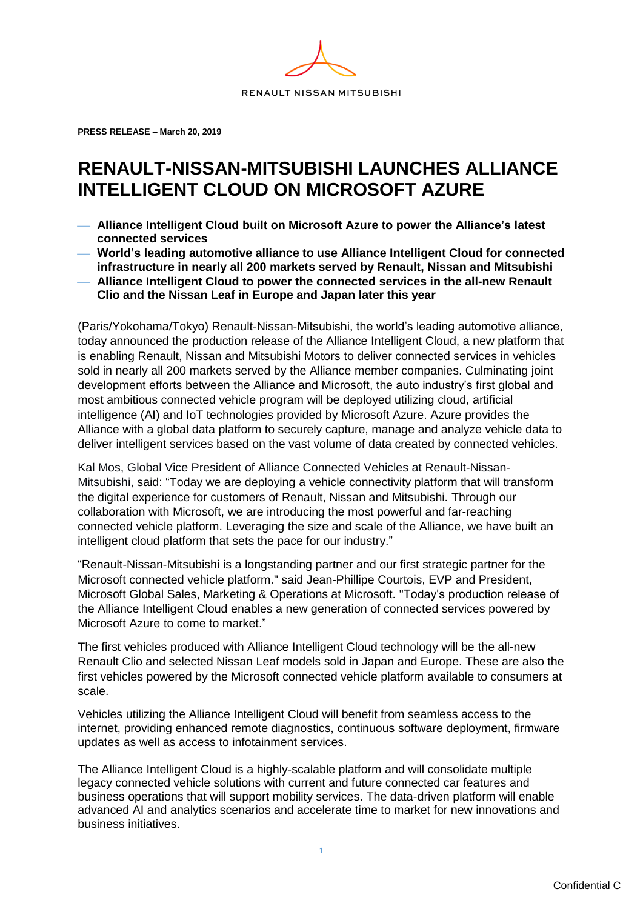RENAULT NISSAN MITSUBISHI

**PRESS RELEASE – March 20, 2019**

# RENAULT-NISSAN-MITSUBISHI LAUNCHES ALLIANCE INTELLIGENT CLOUD ON MICROSOFT AZURE

- **Alliance Intelligent Cloud built on Microsoft Azure to power the Alliance's latest connected services**
- **World's leading automotive alliance to use Alliance Intelligent Cloud for connected infrastructure in nearly all 200 markets served by Renault, Nissan and Mitsubishi**
- **Alliance Intelligent Cloud to power the connected services in the all-new Renault Clio and the Nissan Leaf in Europe and Japan later this year**

(Paris/Yokohama/Tokyo) Renault-Nissan-Mitsubishi, the world's leading automotive alliance, today announced the production release of the Alliance Intelligent Cloud, a new platform that is enabling Renault, Nissan and Mitsubishi Motors to deliver connected services in vehicles sold in nearly all 200 markets served by the Alliance member companies. Culminating joint development efforts between the Alliance and Microsoft, the auto industry's first global and most ambitious connected vehicle program will be deployed utilizing cloud, artificial intelligence (AI) and IoT technologies provided by Microsoft Azure. Azure provides the Alliance with a global data platform to securely capture, manage and analyze vehicle data to deliver intelligent services based on the vast volume of data created by connected vehicles.

Kal Mos, Global Vice President of Alliance Connected Vehicles at Renault-Nissan-Mitsubishi, said: "Today we are deploying a vehicle connectivity platform that will transform the digital experience for customers of Renault, Nissan and Mitsubishi. Through our collaboration with Microsoft, we are introducing the most powerful and far-reaching connected vehicle platform. Leveraging the size and scale of the Alliance, we have built an intelligent cloud platform that sets the pace for our industry."

"Renault-Nissan-Mitsubishi is a longstanding partner and our first strategic partner for the Microsoft connected vehicle platform." said Jean-Phillipe Courtois, EVP and President, Microsoft Global Sales, Marketing & Operations at Microsoft. "Today's production release of the Alliance Intelligent Cloud enables a new generation of connected services powered by Microsoft Azure to come to market."

The first vehicles produced with Alliance Intelligent Cloud technology will be the all-new Renault Clio and selected Nissan Leaf models sold in Japan and Europe. These are also the first vehicles powered by the Microsoft connected vehicle platform available to consumers at scale.

Vehicles utilizing the Alliance Intelligent Cloud will benefit from seamless access to the internet, providing enhanced remote diagnostics, continuous software deployment, firmware updates as well as access to infotainment services.

The Alliance Intelligent Cloud is a highly-scalable platform and will consolidate multiple legacy connected vehicle solutions with current and future connected car features and business operations that will support mobility services. The data-driven platform will enable advanced AI and analytics scenarios and accelerate time to market for new innovations and business initiatives.

Confidential C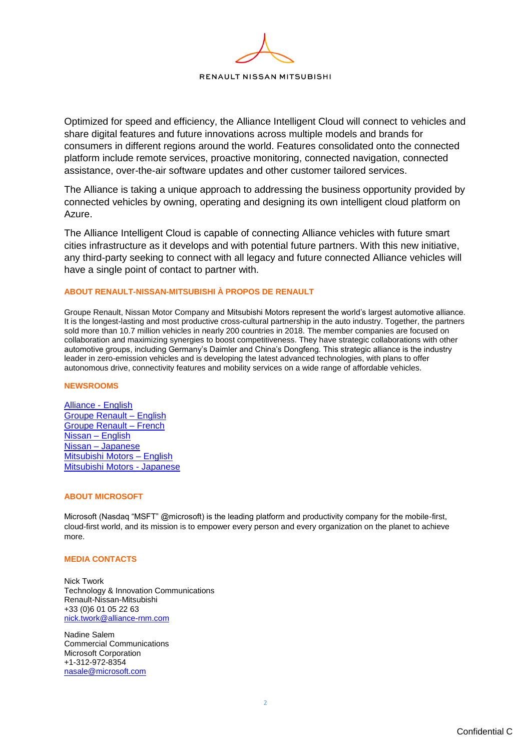Optimized for speed and efficiency, the Alliance Intelligent Cloud will connect to vehicles and share digital features and future innovations across multiple models and brands for consumers in different regions around the world. Features consolidated onto the connected platform include remote services, proactive monitoring, connected navigation, connected assistance, over-the-air software updates and other customer tailored services.

The Alliance is taking a unique approach to addressing the business opportunity provided by connected vehicles by owning, operating and designing its own intelligent cloud platform on Azure.

The Alliance Intelligent Cloud is capable of connecting Alliance vehicles with future smart cities infrastructure as it develops and with potential future partners. With this new initiative, any third-party seeking to connect with all legacy and future connected Alliance vehicles will have a single point of contact to partner with.

#### ABOUT RENAULT-NISSAN-MITSUBISHI À PROPOS DE RENAULT

Groupe Renault, Nissan Motor Company and Mitsubishi Motors represent the world's largest automotive alliance. It is the longest-lasting and most productive cross-cultural partnership in the auto industry. Together, the partners sold more than 10.7 million vehicles in nearly 200 countries in 2018. The member companies are focused on collaboration and maximizing synergies to boost competitiveness. They have strategic collaborations with other automotive groups, including Germany's Daimler and China's Dongfeng. This strategic alliance is the industry leader in zero-emission vehicles and is developing the latest advanced technologies, with plans to offer autonomous drive, connectivity features and mobility services on a wide range of affordable vehicles.

#### NEWSROOMS

Alliance - English
Groupe Renault – English
Groupe Renault – French
Nissan – English
Nissan – Japanese
Mitsubishi Motors – English
Mitsubishi Motors - Japanese

#### ABOUT MICROSOFT

Microsoft (Nasdaq "MSFT" @microsoft) is the leading platform and productivity company for the mobile-first, cloud-first world, and its mission is to empower every person and every organization on the planet to achieve more.

#### MEDIA CONTACTS

Nick Twork
Technology & Innovation Communications
Renault-Nissan-Mitsubishi
+33 (0)6 01 05 22 63
nick.twork@alliance-rnm.com

Nadine Salem
Commercial Communications
Microsoft Corporation
+1-312-972-8354
nasale@microsoft.com

Confidential C